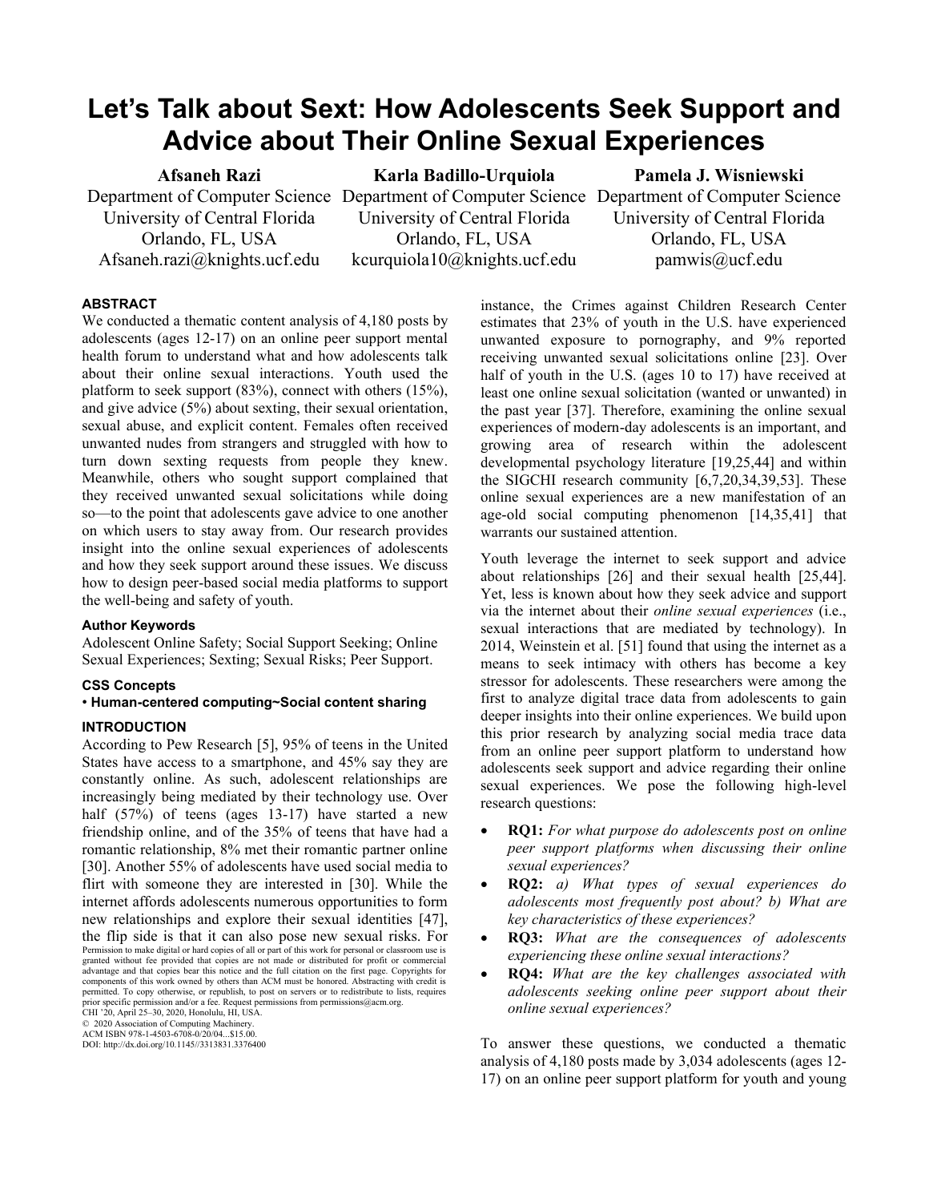# Let's Talk about Sext: How Adolescents Seek Support and Advice about Their Online Sexual Experiences

**Afsaneh Razi**
Department of Computer Science
University of Central Florida
Orlando, FL, USA
Afsaneh.razi@knights.ucf.edu

**Karla Badillo-Urquiola**
Department of Computer Science
University of Central Florida
Orlando, FL, USA
kcurquiola10@knights.ucf.edu

**Pamela J. Wisniewski**
Department of Computer Science
University of Central Florida
Orlando, FL, USA
pamwis@ucf.edu

## ABSTRACT

We conducted a thematic content analysis of 4,180 posts by adolescents (ages 12-17) on an online peer support mental health forum to understand what and how adolescents talk about their online sexual interactions. Youth used the platform to seek support (83%), connect with others (15%), and give advice (5%) about sexting, their sexual orientation, sexual abuse, and explicit content. Females often received unwanted nudes from strangers and struggled with how to turn down sexting requests from people they knew. Meanwhile, others who sought support complained that they received unwanted sexual solicitations while doing so—to the point that adolescents gave advice to one another on which users to stay away from. Our research provides insight into the online sexual experiences of adolescents and how they seek support around these issues. We discuss how to design peer-based social media platforms to support the well-being and safety of youth.

### Author Keywords

Adolescent Online Safety; Social Support Seeking; Online Sexual Experiences; Sexting; Sexual Risks; Peer Support.

### CSS Concepts

• **Human-centered computing~Social content sharing**

## INTRODUCTION

According to Pew Research [5], 95% of teens in the United States have access to a smartphone, and 45% say they are constantly online. As such, adolescent relationships are increasingly being mediated by their technology use. Over half (57%) of teens (ages 13-17) have started a new friendship online, and of the 35% of teens that have had a romantic relationship, 8% met their romantic partner online [30]. Another 55% of adolescents have used social media to flirt with someone they are interested in [30]. While the internet affords adolescents numerous opportunities to form new relationships and explore their sexual identities [47], the flip side is that it can also pose new sexual risks. For instance, the Crimes against Children Research Center estimates that 23% of youth in the U.S. have experienced unwanted exposure to pornography, and 9% reported receiving unwanted sexual solicitations online [23]. Over half of youth in the U.S. (ages 10 to 17) have received at least one online sexual solicitation (wanted or unwanted) in the past year [37]. Therefore, examining the online sexual experiences of modern-day adolescents is an important, and growing area of research within the adolescent developmental psychology literature [19,25,44] and within the SIGCHI research community [6,7,20,34,39,53]. These online sexual experiences are a new manifestation of an age-old social computing phenomenon [14,35,41] that warrants our sustained attention.

Permission to make digital or hard copies of all or part of this work for personal or classroom use is granted without fee provided that copies are not made or distributed for profit or commercial advantage and that copies bear this notice and the full citation on the first page. Copyrights for components of this work owned by others than ACM must be honored. Abstracting with credit is permitted. To copy otherwise, or republish, to post on servers or to redistribute to lists, requires prior specific permission and/or a fee. Request permissions from permissions@acm.org.
CHI '20, April 25–30, 2020, Honolulu, HI, USA.
© 2020 Association of Computing Machinery.
ACM ISBN 978-1-4503-6708-0/20/04...$15.00.
DOI: http://dx.doi.org/10.1145//3313831.3376400

Youth leverage the internet to seek support and advice about relationships [26] and their sexual health [25,44]. Yet, less is known about how they seek advice and support via the internet about their *online sexual experiences* (i.e., sexual interactions that are mediated by technology). In 2014, Weinstein et al. [51] found that using the internet as a means to seek intimacy with others has become a key stressor for adolescents. These researchers were among the first to analyze digital trace data from adolescents to gain deeper insights into their online experiences. We build upon this prior research by analyzing social media trace data from an online peer support platform to understand how adolescents seek support and advice regarding their online sexual experiences. We pose the following high-level research questions:

- **RQ1:** *For what purpose do adolescents post on online peer support platforms when discussing their online sexual experiences?*
- **RQ2:** *a) What types of sexual experiences do adolescents most frequently post about? b) What are key characteristics of these experiences?*
- **RQ3:** *What are the consequences of adolescents experiencing these online sexual interactions?*
- **RQ4:** *What are the key challenges associated with adolescents seeking online peer support about their online sexual experiences?*

To answer these questions, we conducted a thematic analysis of 4,180 posts made by 3,034 adolescents (ages 12-17) on an online peer support platform for youth and young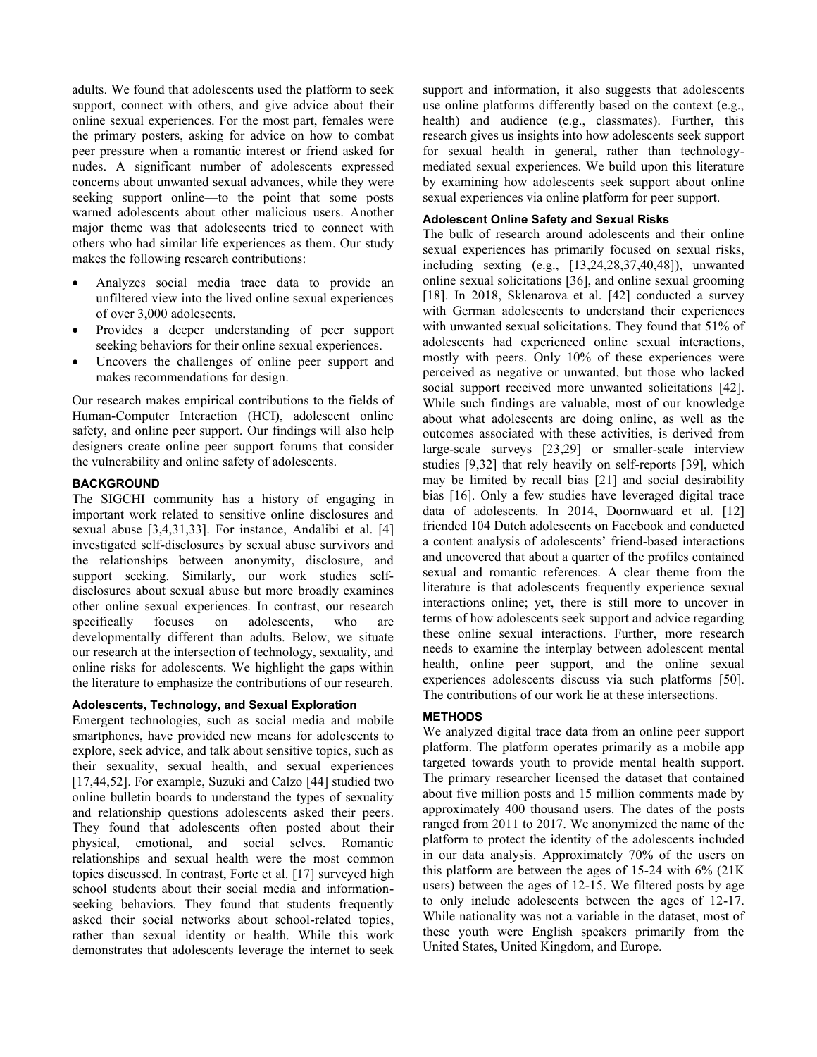adults. We found that adolescents used the platform to seek support, connect with others, and give advice about their online sexual experiences. For the most part, females were the primary posters, asking for advice on how to combat peer pressure when a romantic interest or friend asked for nudes. A significant number of adolescents expressed concerns about unwanted sexual advances, while they were seeking support online—to the point that some posts warned adolescents about other malicious users. Another major theme was that adolescents tried to connect with others who had similar life experiences as them. Our study makes the following research contributions:

- Analyzes social media trace data to provide an unfiltered view into the lived online sexual experiences of over 3,000 adolescents.
- Provides a deeper understanding of peer support seeking behaviors for their online sexual experiences.
- Uncovers the challenges of online peer support and makes recommendations for design.

Our research makes empirical contributions to the fields of Human-Computer Interaction (HCI), adolescent online safety, and online peer support. Our findings will also help designers create online peer support forums that consider the vulnerability and online safety of adolescents.

## BACKGROUND

The SIGCHI community has a history of engaging in important work related to sensitive online disclosures and sexual abuse [3,4,31,33]. For instance, Andalibi et al. [4] investigated self-disclosures by sexual abuse survivors and the relationships between anonymity, disclosure, and support seeking. Similarly, our work studies self-disclosures about sexual abuse but more broadly examines other online sexual experiences. In contrast, our research specifically focuses on adolescents, who are developmentally different than adults. Below, we situate our research at the intersection of technology, sexuality, and online risks for adolescents. We highlight the gaps within the literature to emphasize the contributions of our research.

### Adolescents, Technology, and Sexual Exploration

Emergent technologies, such as social media and mobile smartphones, have provided new means for adolescents to explore, seek advice, and talk about sensitive topics, such as their sexuality, sexual health, and sexual experiences [17,44,52]. For example, Suzuki and Calzo [44] studied two online bulletin boards to understand the types of sexuality and relationship questions adolescents asked their peers. They found that adolescents often posted about their physical, emotional, and social selves. Romantic relationships and sexual health were the most common topics discussed. In contrast, Forte et al. [17] surveyed high school students about their social media and information-seeking behaviors. They found that students frequently asked their social networks about school-related topics, rather than sexual identity or health. While this work demonstrates that adolescents leverage the internet to seek support and information, it also suggests that adolescents use online platforms differently based on the context (e.g., health) and audience (e.g., classmates). Further, this research gives us insights into how adolescents seek support for sexual health in general, rather than technology-mediated sexual experiences. We build upon this literature by examining how adolescents seek support about online sexual experiences via online platform for peer support.

### Adolescent Online Safety and Sexual Risks

The bulk of research around adolescents and their online sexual experiences has primarily focused on sexual risks, including sexting (e.g., [13,24,28,37,40,48]), unwanted online sexual solicitations [36], and online sexual grooming [18]. In 2018, Sklenarova et al. [42] conducted a survey with German adolescents to understand their experiences with unwanted sexual solicitations. They found that 51% of adolescents had experienced online sexual interactions, mostly with peers. Only 10% of these experiences were perceived as negative or unwanted, but those who lacked social support received more unwanted solicitations [42]. While such findings are valuable, most of our knowledge about what adolescents are doing online, as well as the outcomes associated with these activities, is derived from large-scale surveys [23,29] or smaller-scale interview studies [9,32] that rely heavily on self-reports [39], which may be limited by recall bias [21] and social desirability bias [16]. Only a few studies have leveraged digital trace data of adolescents. In 2014, Doornwaard et al. [12] friended 104 Dutch adolescents on Facebook and conducted a content analysis of adolescents' friend-based interactions and uncovered that about a quarter of the profiles contained sexual and romantic references. A clear theme from the literature is that adolescents frequently experience sexual interactions online; yet, there is still more to uncover in terms of how adolescents seek support and advice regarding these online sexual interactions. Further, more research needs to examine the interplay between adolescent mental health, online peer support, and the online sexual experiences adolescents discuss via such platforms [50]. The contributions of our work lie at these intersections.

## METHODS

We analyzed digital trace data from an online peer support platform. The platform operates primarily as a mobile app targeted towards youth to provide mental health support. The primary researcher licensed the dataset that contained about five million posts and 15 million comments made by approximately 400 thousand users. The dates of the posts ranged from 2011 to 2017. We anonymized the name of the platform to protect the identity of the adolescents included in our data analysis. Approximately 70% of the users on this platform are between the ages of 15-24 with 6% (21K users) between the ages of 12-15. We filtered posts by age to only include adolescents between the ages of 12-17. While nationality was not a variable in the dataset, most of these youth were English speakers primarily from the United States, United Kingdom, and Europe.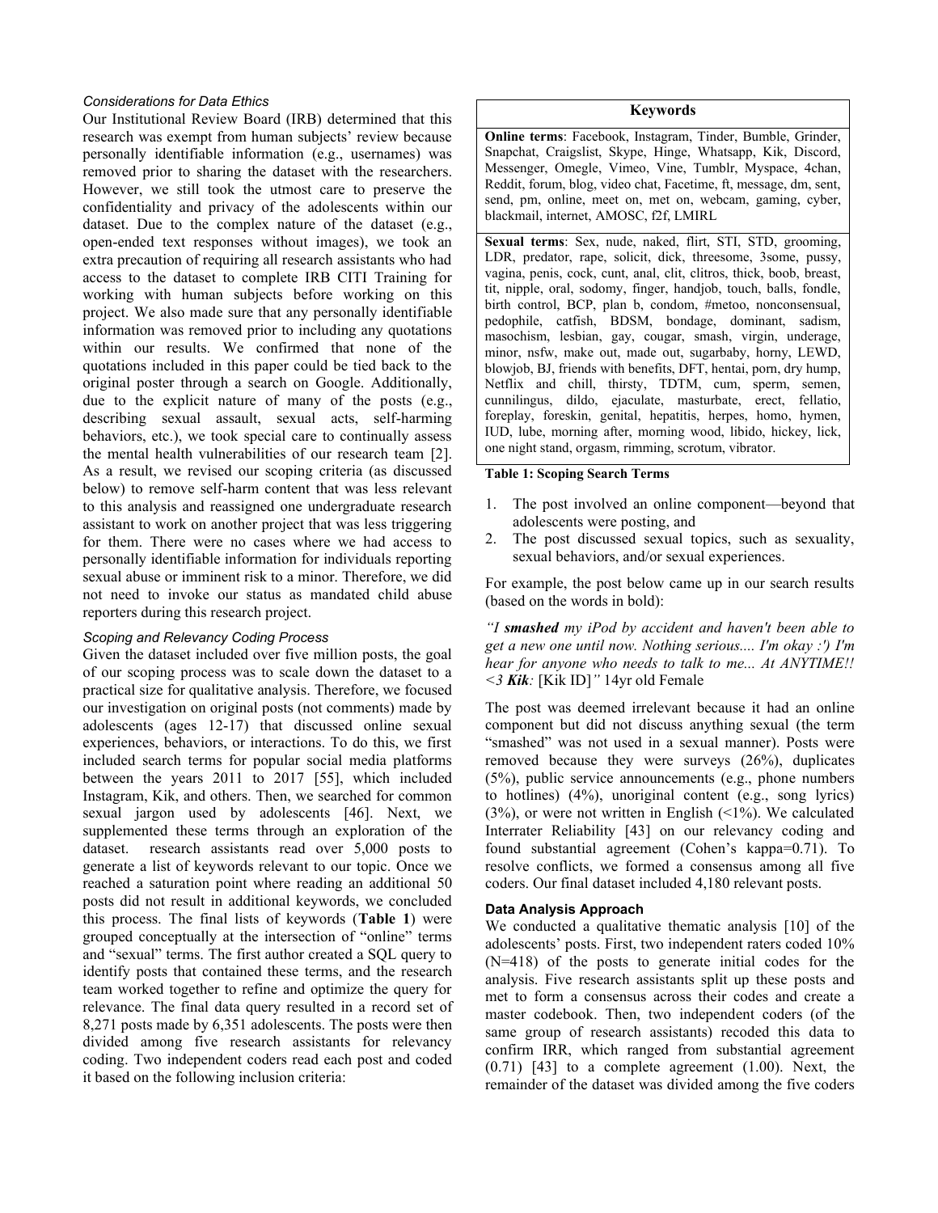### *Considerations for Data Ethics*

Our Institutional Review Board (IRB) determined that this research was exempt from human subjects' review because personally identifiable information (e.g., usernames) was removed prior to sharing the dataset with the researchers. However, we still took the utmost care to preserve the confidentiality and privacy of the adolescents within our dataset. Due to the complex nature of the dataset (e.g., open-ended text responses without images), we took an extra precaution of requiring all research assistants who had access to the dataset to complete IRB CITI Training for working with human subjects before working on this project. We also made sure that any personally identifiable information was removed prior to including any quotations within our results. We confirmed that none of the quotations included in this paper could be tied back to the original poster through a search on Google. Additionally, due to the explicit nature of many of the posts (e.g., describing sexual assault, sexual acts, self-harming behaviors, etc.), we took special care to continually assess the mental health vulnerabilities of our research team [2]. As a result, we revised our scoping criteria (as discussed below) to remove self-harm content that was less relevant to this analysis and reassigned one undergraduate research assistant to work on another project that was less triggering for them. There were no cases where we had access to personally identifiable information for individuals reporting sexual abuse or imminent risk to a minor. Therefore, we did not need to invoke our status as mandated child abuse reporters during this research project.

### *Scoping and Relevancy Coding Process*

Given the dataset included over five million posts, the goal of our scoping process was to scale down the dataset to a practical size for qualitative analysis. Therefore, we focused our investigation on original posts (not comments) made by adolescents (ages 12-17) that discussed online sexual experiences, behaviors, or interactions. To do this, we first included search terms for popular social media platforms between the years 2011 to 2017 [55], which included Instagram, Kik, and others. Then, we searched for common sexual jargon used by adolescents [46]. Next, we supplemented these terms through an exploration of the dataset. research assistants read over 5,000 posts to generate a list of keywords relevant to our topic. Once we reached a saturation point where reading an additional 50 posts did not result in additional keywords, we concluded this process. The final lists of keywords (**Table 1**) were grouped conceptually at the intersection of "online" terms and "sexual" terms. The first author created a SQL query to identify posts that contained these terms, and the research team worked together to refine and optimize the query for relevance. The final data query resulted in a record set of 8,271 posts made by 6,351 adolescents. The posts were then divided among five research assistants for relevancy coding. Two independent coders read each post and coded it based on the following inclusion criteria:

| Keywords |
| --- |
| **Online terms**: Facebook, Instagram, Tinder, Bumble, Grinder, Snapchat, Craigslist, Skype, Hinge, Whatsapp, Kik, Discord, Messenger, Omegle, Vimeo, Vine, Tumblr, Myspace, 4chan, Reddit, forum, blog, video chat, Facetime, ft, message, dm, sent, send, pm, online, meet on, met on, webcam, gaming, cyber, blackmail, internet, AMOSC, f2f, LMIRL |
| **Sexual terms**: Sex, nude, naked, flirt, STI, STD, grooming, LDR, predator, rape, solicit, dick, threesome, 3some, pussy, vagina, penis, cock, cunt, anal, clit, clitros, thick, boob, breast, tit, nipple, oral, sodomy, finger, handjob, touch, balls, fondle, birth control, BCP, plan b, condom, #metoo, nonconsensual, pedophile, catfish, BDSM, bondage, dominant, sadism, masochism, lesbian, gay, cougar, smash, virgin, underage, minor, nsfw, make out, made out, sugarbaby, horny, LEWD, blowjob, BJ, friends with benefits, DFT, hentai, porn, dry hump, Netflix and chill, thirsty, TDTM, cum, sperm, semen, cunnilingus, dildo, ejaculate, masturbate, erect, fellatio, foreplay, foreskin, genital, hepatitis, herpes, homo, hymen, IUD, lube, morning after, morning wood, libido, hickey, lick, one night stand, orgasm, rimming, scrotum, vibrator. |

**Table 1: Scoping Search Terms**

1. The post involved an online component—beyond that adolescents were posting, and
2. The post discussed sexual topics, such as sexuality, sexual behaviors, and/or sexual experiences.

For example, the post below came up in our search results (based on the words in bold):

*"I **smashed** my iPod by accident and haven't been able to get a new one until now. Nothing serious.... I'm okay :') I'm hear for anyone who needs to talk to me... At ANYTIME!! <3 **Kik**:* [Kik ID]*"* 14yr old Female

The post was deemed irrelevant because it had an online component but did not discuss anything sexual (the term "smashed" was not used in a sexual manner). Posts were removed because they were surveys (26%), duplicates (5%), public service announcements (e.g., phone numbers to hotlines) (4%), unoriginal content (e.g., song lyrics) (3%), or were not written in English (<1%). We calculated Interrater Reliability [43] on our relevancy coding and found substantial agreement (Cohen's kappa=0.71). To resolve conflicts, we formed a consensus among all five coders. Our final dataset included 4,180 relevant posts.

### Data Analysis Approach

We conducted a qualitative thematic analysis [10] of the adolescents' posts. First, two independent raters coded 10% (N=418) of the posts to generate initial codes for the analysis. Five research assistants split up these posts and met to form a consensus across their codes and create a master codebook. Then, two independent coders (of the same group of research assistants) recoded this data to confirm IRR, which ranged from substantial agreement (0.71) [43] to a complete agreement (1.00). Next, the remainder of the dataset was divided among the five coders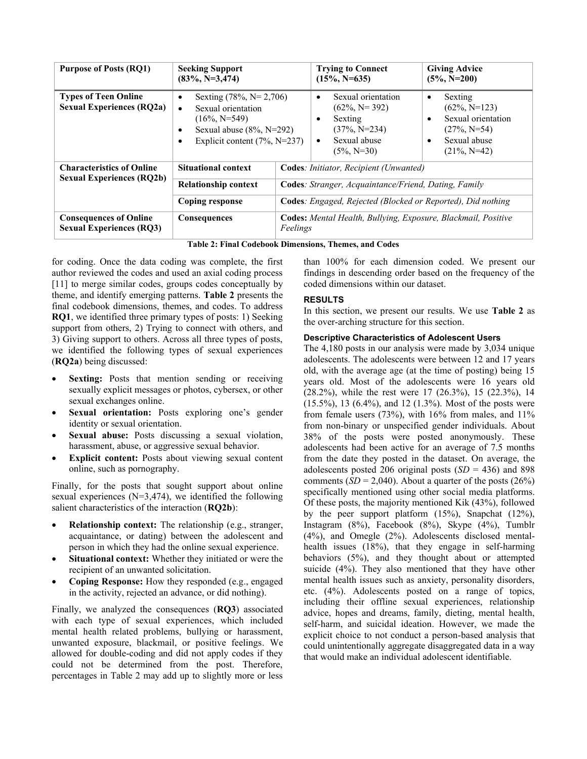| Purpose of Posts (RQ1) | Seeking Support (83%, N=3,474) | | Trying to Connect (15%, N=635) | Giving Advice (5%, N=200) |
|---|---|---|---|---|
| **Types of Teen Online Sexual Experiences (RQ2a)** | • Sexting (78%, N= 2,706)<br>• Sexual orientation (16%, N=549)<br>• Sexual abuse (8%, N=292)<br>• Explicit content (7%, N=237) | | • Sexual orientation (62%, N= 392)<br>• Sexting (37%, N=234)<br>• Sexual abuse (5%, N=30) | • Sexting (62%, N=123)<br>• Sexual orientation (27%, N=54)<br>• Sexual abuse (21%, N=42) |
| **Characteristics of Online Sexual Experiences (RQ2b)** | **Situational context** | **Codes**: *Initiator, Recipient (Unwanted)* | | |
| | **Relationship context** | **Codes**: *Stranger, Acquaintance/Friend, Dating, Family* | | |
| | **Coping response** | **Codes**: *Engaged, Rejected (Blocked or Reported), Did nothing* | | |
| **Consequences of Online Sexual Experiences (RQ3)** | **Consequences** | **Codes:** *Mental Health, Bullying, Exposure, Blackmail, Positive Feelings* | | |

**Table 2: Final Codebook Dimensions, Themes, and Codes**

for coding. Once the data coding was complete, the first author reviewed the codes and used an axial coding process [11] to merge similar codes, groups codes conceptually by theme, and identify emerging patterns. **Table 2** presents the final codebook dimensions, themes, and codes. To address **RQ1**, we identified three primary types of posts: 1) Seeking support from others, 2) Trying to connect with others, and 3) Giving support to others. Across all three types of posts, we identified the following types of sexual experiences (**RQ2a**) being discussed:

- **Sexting:** Posts that mention sending or receiving sexually explicit messages or photos, cybersex, or other sexual exchanges online.
- **Sexual orientation:** Posts exploring one's gender identity or sexual orientation.
- **Sexual abuse:** Posts discussing a sexual violation, harassment, abuse, or aggressive sexual behavior.
- **Explicit content:** Posts about viewing sexual content online, such as pornography.

Finally, for the posts that sought support about online sexual experiences (N=3,474), we identified the following salient characteristics of the interaction (**RQ2b**):

- **Relationship context:** The relationship (e.g., stranger, acquaintance, or dating) between the adolescent and person in which they had the online sexual experience.
- **Situational context:** Whether they initiated or were the recipient of an unwanted solicitation.
- **Coping Response:** How they responded (e.g., engaged in the activity, rejected an advance, or did nothing).

Finally, we analyzed the consequences (**RQ3**) associated with each type of sexual experiences, which included mental health related problems, bullying or harassment, unwanted exposure, blackmail, or positive feelings. We allowed for double-coding and did not apply codes if they could not be determined from the post. Therefore, percentages in Table 2 may add up to slightly more or less than 100% for each dimension coded. We present our findings in descending order based on the frequency of the coded dimensions within our dataset.

## RESULTS

In this section, we present our results. We use **Table 2** as the over-arching structure for this section.

### Descriptive Characteristics of Adolescent Users

The 4,180 posts in our analysis were made by 3,034 unique adolescents. The adolescents were between 12 and 17 years old, with the average age (at the time of posting) being 15 years old. Most of the adolescents were 16 years old (28.2%), while the rest were 17 (26.3%), 15 (22.3%), 14 (15.5%), 13 (6.4%), and 12 (1.3%). Most of the posts were from female users (73%), with 16% from males, and 11% from non-binary or unspecified gender individuals. About 38% of the posts were posted anonymously. These adolescents had been active for an average of 7.5 months from the date they posted in the dataset. On average, the adolescents posted 206 original posts (*SD* = 436) and 898 comments (*SD* = 2,040). About a quarter of the posts (26%) specifically mentioned using other social media platforms. Of these posts, the majority mentioned Kik (43%), followed by the peer support platform (15%), Snapchat (12%), Instagram (8%), Facebook (8%), Skype (4%), Tumblr (4%), and Omegle (2%). Adolescents disclosed mental-health issues (18%), that they engage in self-harming behaviors (5%), and they thought about or attempted suicide (4%). They also mentioned that they have other mental health issues such as anxiety, personality disorders, etc. (4%). Adolescents posted on a range of topics, including their offline sexual experiences, relationship advice, hopes and dreams, family, dieting, mental health, self-harm, and suicidal ideation. However, we made the explicit choice to not conduct a person-based analysis that could unintentionally aggregate disaggregated data in a way that would make an individual adolescent identifiable.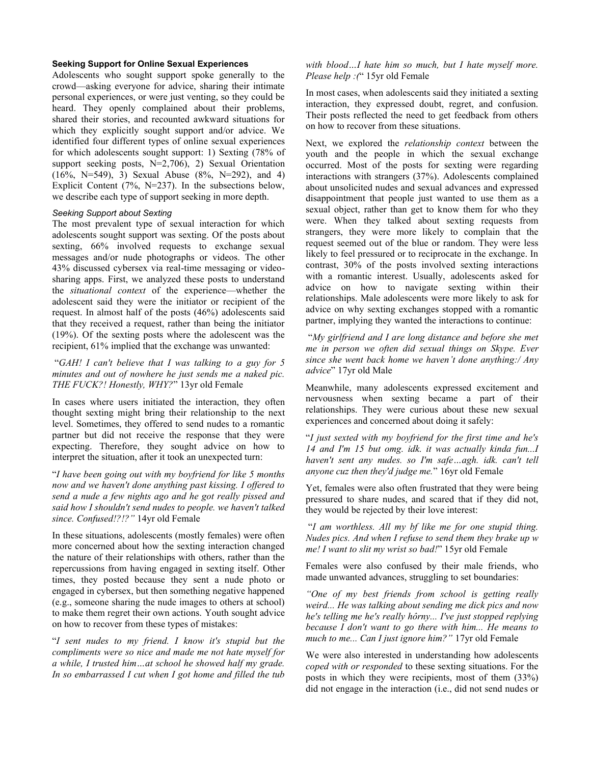### Seeking Support for Online Sexual Experiences

Adolescents who sought support spoke generally to the crowd—asking everyone for advice, sharing their intimate personal experiences, or were just venting, so they could be heard. They openly complained about their problems, shared their stories, and recounted awkward situations for which they explicitly sought support and/or advice. We identified four different types of online sexual experiences for which adolescents sought support: 1) Sexting (78% of support seeking posts, N=2,706), 2) Sexual Orientation (16%, N=549), 3) Sexual Abuse (8%, N=292), and 4) Explicit Content (7%, N=237). In the subsections below, we describe each type of support seeking in more depth.

#### *Seeking Support about Sexting*

The most prevalent type of sexual interaction for which adolescents sought support was sexting. Of the posts about sexting, 66% involved requests to exchange sexual messages and/or nude photographs or videos. The other 43% discussed cybersex via real-time messaging or video-sharing apps. First, we analyzed these posts to understand the *situational context* of the experience—whether the adolescent said they were the initiator or recipient of the request. In almost half of the posts (46%) adolescents said that they received a request, rather than being the initiator (19%). Of the sexting posts where the adolescent was the recipient, 61% implied that the exchange was unwanted:

"*GAH! I can't believe that I was talking to a guy for 5 minutes and out of nowhere he just sends me a naked pic. THE FUCK?! Honestly, WHY?*" 13yr old Female

In cases where users initiated the interaction, they often thought sexting might bring their relationship to the next level. Sometimes, they offered to send nudes to a romantic partner but did not receive the response that they were expecting. Therefore, they sought advice on how to interpret the situation, after it took an unexpected turn:

"*I have been going out with my boyfriend for like 5 months now and we haven't done anything past kissing. I offered to send a nude a few nights ago and he got really pissed and said how I shouldn't send nudes to people. we haven't talked since. Confused!?!?"* 14yr old Female

In these situations, adolescents (mostly females) were often more concerned about how the sexting interaction changed the nature of their relationships with others, rather than the repercussions from having engaged in sexting itself. Other times, they posted because they sent a nude photo or engaged in cybersex, but then something negative happened (e.g., someone sharing the nude images to others at school) to make them regret their own actions. Youth sought advice on how to recover from these types of mistakes:

"*I sent nudes to my friend. I know it's stupid but the compliments were so nice and made me not hate myself for a while, I trusted him…at school he showed half my grade. In so embarrassed I cut when I got home and filled the tub with blood…I hate him so much, but I hate myself more. Please help :(*" 15yr old Female

In most cases, when adolescents said they initiated a sexting interaction, they expressed doubt, regret, and confusion. Their posts reflected the need to get feedback from others on how to recover from these situations.

Next, we explored the *relationship context* between the youth and the people in which the sexual exchange occurred. Most of the posts for sexting were regarding interactions with strangers (37%). Adolescents complained about unsolicited nudes and sexual advances and expressed disappointment that people just wanted to use them as a sexual object, rather than get to know them for who they were. When they talked about sexting requests from strangers, they were more likely to complain that the request seemed out of the blue or random. They were less likely to feel pressured or to reciprocate in the exchange. In contrast, 30% of the posts involved sexting interactions with a romantic interest. Usually, adolescents asked for advice on how to navigate sexting within their relationships. Male adolescents were more likely to ask for advice on why sexting exchanges stopped with a romantic partner, implying they wanted the interactions to continue:

"*My girlfriend and I are long distance and before she met me in person we often did sexual things on Skype. Ever since she went back home we haven't done anything:/ Any advice*" 17yr old Male

Meanwhile, many adolescents expressed excitement and nervousness when sexting became a part of their relationships. They were curious about these new sexual experiences and concerned about doing it safely:

"*I just sexted with my boyfriend for the first time and he's 14 and I'm 15 but omg. idk. it was actually kinda fun...I haven't sent any nudes. so I'm safe…agh. idk. can't tell anyone cuz then they'd judge me.*" 16yr old Female

Yet, females were also often frustrated that they were being pressured to share nudes, and scared that if they did not, they would be rejected by their love interest:

"*I am worthless. All my bf like me for one stupid thing. Nudes pics. And when I refuse to send them they brake up w me! I want to slit my wrist so bad!*" 15yr old Female

Females were also confused by their male friends, who made unwanted advances, struggling to set boundaries:

*"One of my best friends from school is getting really weird... He was talking about sending me dick pics and now he's telling me he's really hôrny... I've just stopped replying because I don't want to go there with him... He means to much to me... Can I just ignore him?"* 17yr old Female

We were also interested in understanding how adolescents *coped with or responded* to these sexting situations. For the posts in which they were recipients, most of them (33%) did not engage in the interaction (i.e., did not send nudes or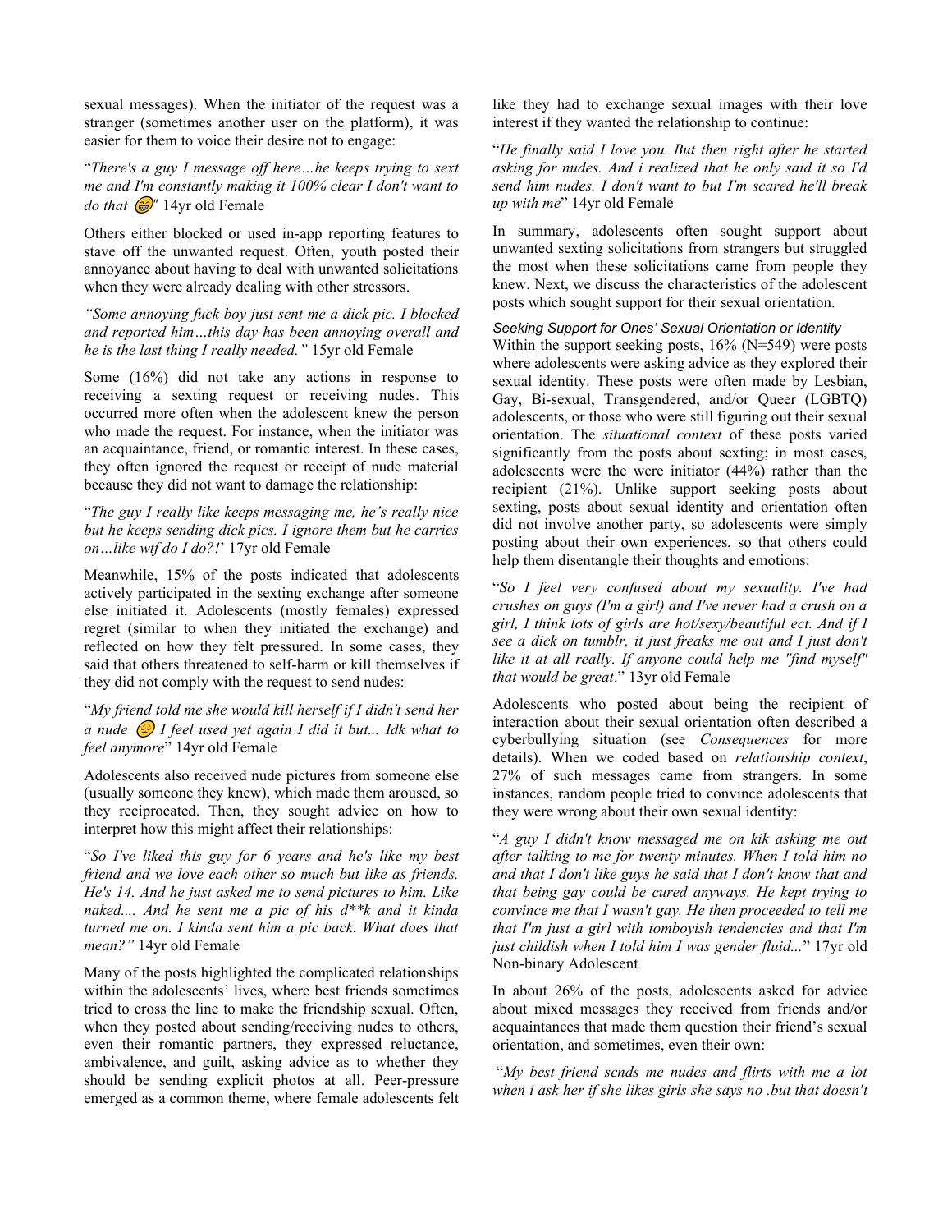sexual messages). When the initiator of the request was a stranger (sometimes another user on the platform), it was easier for them to voice their desire not to engage:

"*There's a guy I message off here…he keeps trying to sext me and I'm constantly making it 100% clear I don't want to do that* 😁" 14yr old Female

Others either blocked or used in-app reporting features to stave off the unwanted request. Often, youth posted their annoyance about having to deal with unwanted solicitations when they were already dealing with other stressors.

*"Some annoying fuck boy just sent me a dick pic. I blocked and reported him…this day has been annoying overall and he is the last thing I really needed."* 15yr old Female

Some (16%) did not take any actions in response to receiving a sexting request or receiving nudes. This occurred more often when the adolescent knew the person who made the request. For instance, when the initiator was an acquaintance, friend, or romantic interest. In these cases, they often ignored the request or receipt of nude material because they did not want to damage the relationship:

"*The guy I really like keeps messaging me, he's really nice but he keeps sending dick pics. I ignore them but he carries on…like wtf do I do?!*" 17yr old Female

Meanwhile, 15% of the posts indicated that adolescents actively participated in the sexting exchange after someone else initiated it. Adolescents (mostly females) expressed regret (similar to when they initiated the exchange) and reflected on how they felt pressured. In some cases, they said that others threatened to self-harm or kill themselves if they did not comply with the request to send nudes:

"*My friend told me she would kill herself if I didn't send her a nude* 😔 *I feel used yet again I did it but... Idk what to feel anymore*" 14yr old Female

Adolescents also received nude pictures from someone else (usually someone they knew), which made them aroused, so they reciprocated. Then, they sought advice on how to interpret how this might affect their relationships:

"*So I've liked this guy for 6 years and he's like my best friend and we love each other so much but like as friends. He's 14. And he just asked me to send pictures to him. Like naked.... And he sent me a pic of his d**k and it kinda turned me on. I kinda sent him a pic back. What does that mean?"* 14yr old Female

Many of the posts highlighted the complicated relationships within the adolescents' lives, where best friends sometimes tried to cross the line to make the friendship sexual. Often, when they posted about sending/receiving nudes to others, even their romantic partners, they expressed reluctance, ambivalence, and guilt, asking advice as to whether they should be sending explicit photos at all. Peer-pressure emerged as a common theme, where female adolescents felt like they had to exchange sexual images with their love interest if they wanted the relationship to continue:

"*He finally said I love you. But then right after he started asking for nudes. And i realized that he only said it so I'd send him nudes. I don't want to but I'm scared he'll break up with me*" 14yr old Female

In summary, adolescents often sought support about unwanted sexting solicitations from strangers but struggled the most when these solicitations came from people they knew. Next, we discuss the characteristics of the adolescent posts which sought support for their sexual orientation.

#### *Seeking Support for Ones' Sexual Orientation or Identity*

Within the support seeking posts, 16% (N=549) were posts where adolescents were asking advice as they explored their sexual identity. These posts were often made by Lesbian, Gay, Bi-sexual, Transgendered, and/or Queer (LGBTQ) adolescents, or those who were still figuring out their sexual orientation. The *situational context* of these posts varied significantly from the posts about sexting; in most cases, adolescents were the were initiator (44%) rather than the recipient (21%). Unlike support seeking posts about sexting, posts about sexual identity and orientation often did not involve another party, so adolescents were simply posting about their own experiences, so that others could help them disentangle their thoughts and emotions:

"*So I feel very confused about my sexuality. I've had crushes on guys (I'm a girl) and I've never had a crush on a girl, I think lots of girls are hot/sexy/beautiful ect. And if I see a dick on tumblr, it just freaks me out and I just don't like it at all really. If anyone could help me "find myself" that would be great*." 13yr old Female

Adolescents who posted about being the recipient of interaction about their sexual orientation often described a cyberbullying situation (see *Consequences* for more details). When we coded based on *relationship context*, 27% of such messages came from strangers. In some instances, random people tried to convince adolescents that they were wrong about their own sexual identity:

"*A guy I didn't know messaged me on kik asking me out after talking to me for twenty minutes. When I told him no and that I don't like guys he said that I don't know that and that being gay could be cured anyways. He kept trying to convince me that I wasn't gay. He then proceeded to tell me that I'm just a girl with tomboyish tendencies and that I'm just childish when I told him I was gender fluid...*" 17yr old Non-binary Adolescent

In about 26% of the posts, adolescents asked for advice about mixed messages they received from friends and/or acquaintances that made them question their friend's sexual orientation, and sometimes, even their own:

"*My best friend sends me nudes and flirts with me a lot when i ask her if she likes girls she says no .but that doesn't*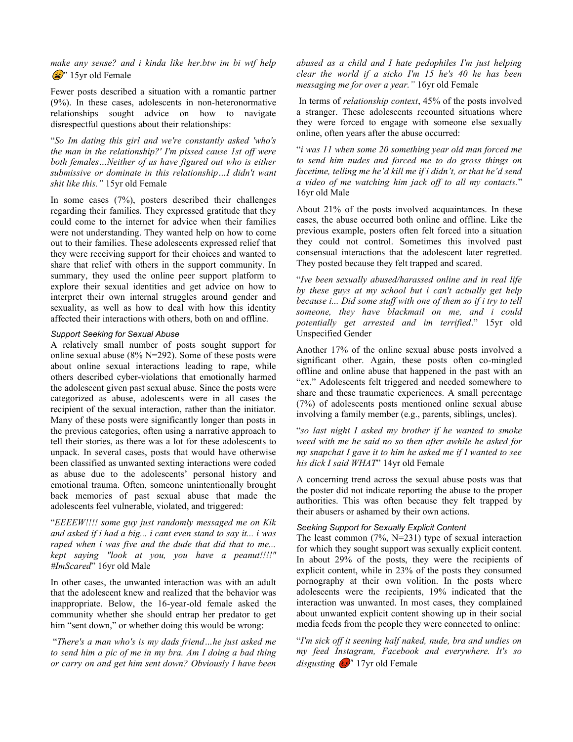*make any sense? and i kinda like her.btw im bi wtf help* 😰" 15yr old Female

Fewer posts described a situation with a romantic partner (9%). In these cases, adolescents in non-heteronormative relationships sought advice on how to navigate disrespectful questions about their relationships:

"*So Im dating this girl and we're constantly asked 'who's the man in the relationship?' I'm pissed cause 1st off were both females…Neither of us have figured out who is either submissive or dominate in this relationship…I didn't want shit like this."* 15yr old Female

In some cases (7%), posters described their challenges regarding their families. They expressed gratitude that they could come to the internet for advice when their families were not understanding. They wanted help on how to come out to their families. These adolescents expressed relief that they were receiving support for their choices and wanted to share that relief with others in the support community. In summary, they used the online peer support platform to explore their sexual identities and get advice on how to interpret their own internal struggles around gender and sexuality, as well as how to deal with how this identity affected their interactions with others, both on and offline.

### *Support Seeking for Sexual Abuse*

A relatively small number of posts sought support for online sexual abuse (8% N=292). Some of these posts were about online sexual interactions leading to rape, while others described cyber-violations that emotionally harmed the adolescent given past sexual abuse. Since the posts were categorized as abuse, adolescents were in all cases the recipient of the sexual interaction, rather than the initiator. Many of these posts were significantly longer than posts in the previous categories, often using a narrative approach to tell their stories, as there was a lot for these adolescents to unpack. In several cases, posts that would have otherwise been classified as unwanted sexting interactions were coded as abuse due to the adolescents' personal history and emotional trauma. Often, someone unintentionally brought back memories of past sexual abuse that made the adolescents feel vulnerable, violated, and triggered:

"*EEEEW!!!! some guy just randomly messaged me on Kik and asked if i had a big... i cant even stand to say it... i was raped when i was five and the dude that did that to me... kept saying "look at you, you have a peanut!!!!" #ImScared*" 16yr old Male

In other cases, the unwanted interaction was with an adult that the adolescent knew and realized that the behavior was inappropriate. Below, the 16-year-old female asked the community whether she should entrap her predator to get him "sent down," or whether doing this would be wrong:

"*There's a man who's is my dads friend…he just asked me to send him a pic of me in my bra. Am I doing a bad thing or carry on and get him sent down? Obviously I have been abused as a child and I hate pedophiles I'm just helping clear the world if a sicko I'm 15 he's 40 he has been messaging me for over a year."* 16yr old Female

In terms of *relationship context*, 45% of the posts involved a stranger. These adolescents recounted situations where they were forced to engage with someone else sexually online, often years after the abuse occurred:

"*i was 11 when some 20 something year old man forced me to send him nudes and forced me to do gross things on facetime, telling me he'd kill me if i didn't, or that he'd send a video of me watching him jack off to all my contacts.*" 16yr old Male

About 21% of the posts involved acquaintances. In these cases, the abuse occurred both online and offline. Like the previous example, posters often felt forced into a situation they could not control. Sometimes this involved past consensual interactions that the adolescent later regretted. They posted because they felt trapped and scared.

"*Ive been sexually abused/harassed online and in real life by these guys at my school but i can't actually get help because i... Did some stuff with one of them so if i try to tell someone, they have blackmail on me, and i could potentially get arrested and im terrified*." 15yr old Unspecified Gender

Another 17% of the online sexual abuse posts involved a significant other. Again, these posts often co-mingled offline and online abuse that happened in the past with an "ex." Adolescents felt triggered and needed somewhere to share and these traumatic experiences. A small percentage (7%) of adolescents posts mentioned online sexual abuse involving a family member (e.g., parents, siblings, uncles).

"*so last night I asked my brother if he wanted to smoke weed with me he said no so then after awhile he asked for my snapchat I gave it to him he asked me if I wanted to see his dick I said WHAT*" 14yr old Female

A concerning trend across the sexual abuse posts was that the poster did not indicate reporting the abuse to the proper authorities. This was often because they felt trapped by their abusers or ashamed by their own actions.

### *Seeking Support for Sexually Explicit Content*

The least common (7%, N=231) type of sexual interaction for which they sought support was sexually explicit content. In about 29% of the posts, they were the recipients of explicit content, while in 23% of the posts they consumed pornography at their own volition. In the posts where adolescents were the recipients, 19% indicated that the interaction was unwanted. In most cases, they complained about unwanted explicit content showing up in their social media feeds from the people they were connected to online:

"*I'm sick off it seening half naked, nude, bra and undies on my feed Instagram, Facebook and everywhere. It's so disgusting* 😡" 17yr old Female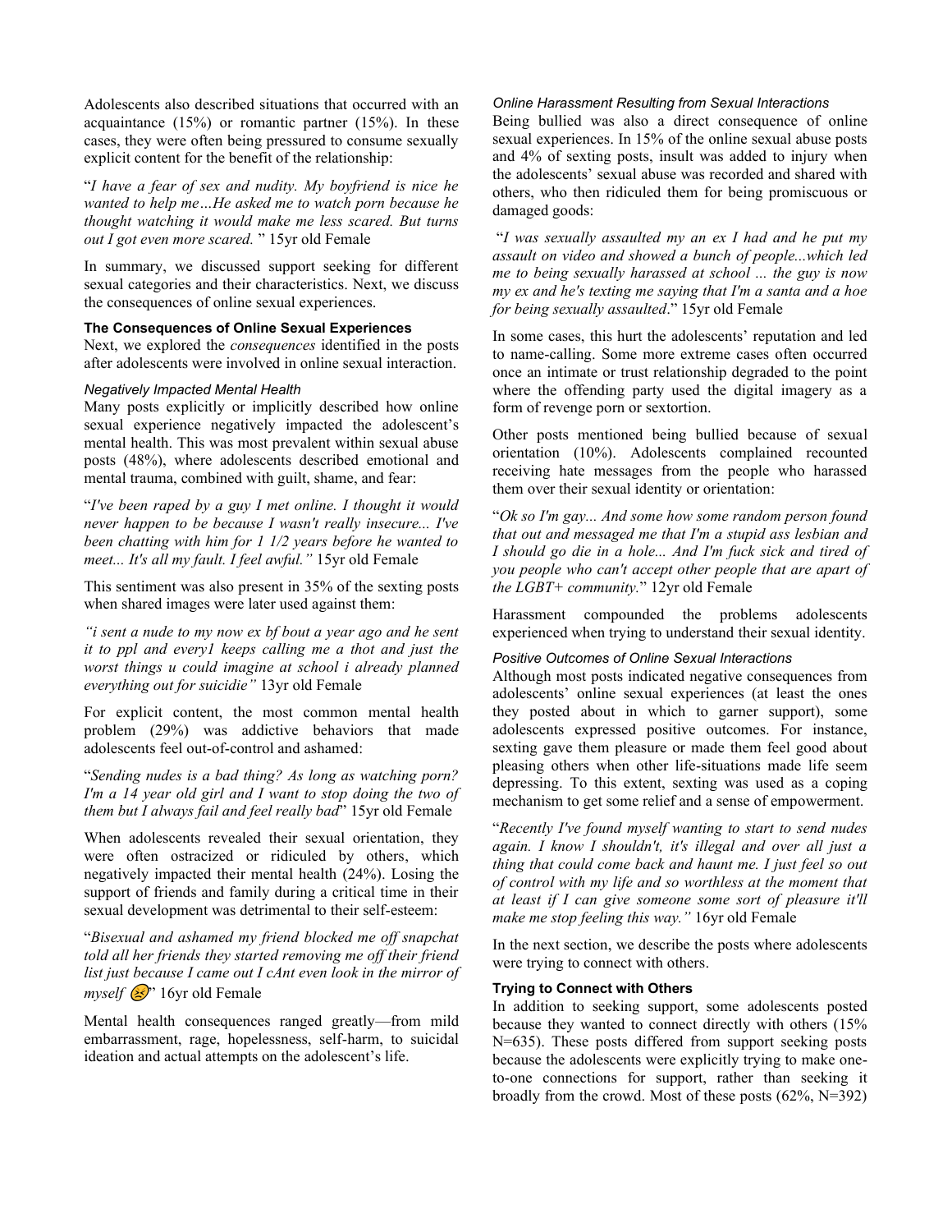Adolescents also described situations that occurred with an acquaintance (15%) or romantic partner (15%). In these cases, they were often being pressured to consume sexually explicit content for the benefit of the relationship:

"*I have a fear of sex and nudity. My boyfriend is nice he wanted to help me…He asked me to watch porn because he thought watching it would make me less scared. But turns out I got even more scared.* " 15yr old Female

In summary, we discussed support seeking for different sexual categories and their characteristics. Next, we discuss the consequences of online sexual experiences.

### The Consequences of Online Sexual Experiences

Next, we explored the *consequences* identified in the posts after adolescents were involved in online sexual interaction.

#### Negatively Impacted Mental Health

Many posts explicitly or implicitly described how online sexual experience negatively impacted the adolescent's mental health. This was most prevalent within sexual abuse posts (48%), where adolescents described emotional and mental trauma, combined with guilt, shame, and fear:

"*I've been raped by a guy I met online. I thought it would never happen to be because I wasn't really insecure... I've been chatting with him for 1 1/2 years before he wanted to meet... It's all my fault. I feel awful."* 15yr old Female

This sentiment was also present in 35% of the sexting posts when shared images were later used against them:

*"i sent a nude to my now ex bf bout a year ago and he sent it to ppl and every1 keeps calling me a thot and just the worst things u could imagine at school i already planned everything out for suicidie"* 13yr old Female

For explicit content, the most common mental health problem (29%) was addictive behaviors that made adolescents feel out-of-control and ashamed:

"*Sending nudes is a bad thing? As long as watching porn? I'm a 14 year old girl and I want to stop doing the two of them but I always fail and feel really bad*" 15yr old Female

When adolescents revealed their sexual orientation, they were often ostracized or ridiculed by others, which negatively impacted their mental health (24%). Losing the support of friends and family during a critical time in their sexual development was detrimental to their self-esteem:

"*Bisexual and ashamed my friend blocked me off snapchat told all her friends they started removing me off their friend list just because I came out I cAnt even look in the mirror of myself* 😣" 16yr old Female

Mental health consequences ranged greatly—from mild embarrassment, rage, hopelessness, self-harm, to suicidal ideation and actual attempts on the adolescent's life.

#### Online Harassment Resulting from Sexual Interactions

Being bullied was also a direct consequence of online sexual experiences. In 15% of the online sexual abuse posts and 4% of sexting posts, insult was added to injury when the adolescents' sexual abuse was recorded and shared with others, who then ridiculed them for being promiscuous or damaged goods:

"*I was sexually assaulted my an ex I had and he put my assault on video and showed a bunch of people...which led me to being sexually harassed at school ... the guy is now my ex and he's texting me saying that I'm a santa and a hoe for being sexually assaulted*." 15yr old Female

In some cases, this hurt the adolescents' reputation and led to name-calling. Some more extreme cases often occurred once an intimate or trust relationship degraded to the point where the offending party used the digital imagery as a form of revenge porn or sextortion.

Other posts mentioned being bullied because of sexual orientation (10%). Adolescents complained recounted receiving hate messages from the people who harassed them over their sexual identity or orientation:

"*Ok so I'm gay... And some how some random person found that out and messaged me that I'm a stupid ass lesbian and I should go die in a hole... And I'm fuck sick and tired of you people who can't accept other people that are apart of the LGBT+ community.*" 12yr old Female

Harassment compounded the problems adolescents experienced when trying to understand their sexual identity.

#### Positive Outcomes of Online Sexual Interactions

Although most posts indicated negative consequences from adolescents' online sexual experiences (at least the ones they posted about in which to garner support), some adolescents expressed positive outcomes. For instance, sexting gave them pleasure or made them feel good about pleasing others when other life-situations made life seem depressing. To this extent, sexting was used as a coping mechanism to get some relief and a sense of empowerment.

"*Recently I've found myself wanting to start to send nudes again. I know I shouldn't, it's illegal and over all just a thing that could come back and haunt me. I just feel so out of control with my life and so worthless at the moment that at least if I can give someone some sort of pleasure it'll make me stop feeling this way."* 16yr old Female

In the next section, we describe the posts where adolescents were trying to connect with others.

### Trying to Connect with Others

In addition to seeking support, some adolescents posted because they wanted to connect directly with others (15% N=635). These posts differed from support seeking posts because the adolescents were explicitly trying to make one-to-one connections for support, rather than seeking it broadly from the crowd. Most of these posts (62%, N=392)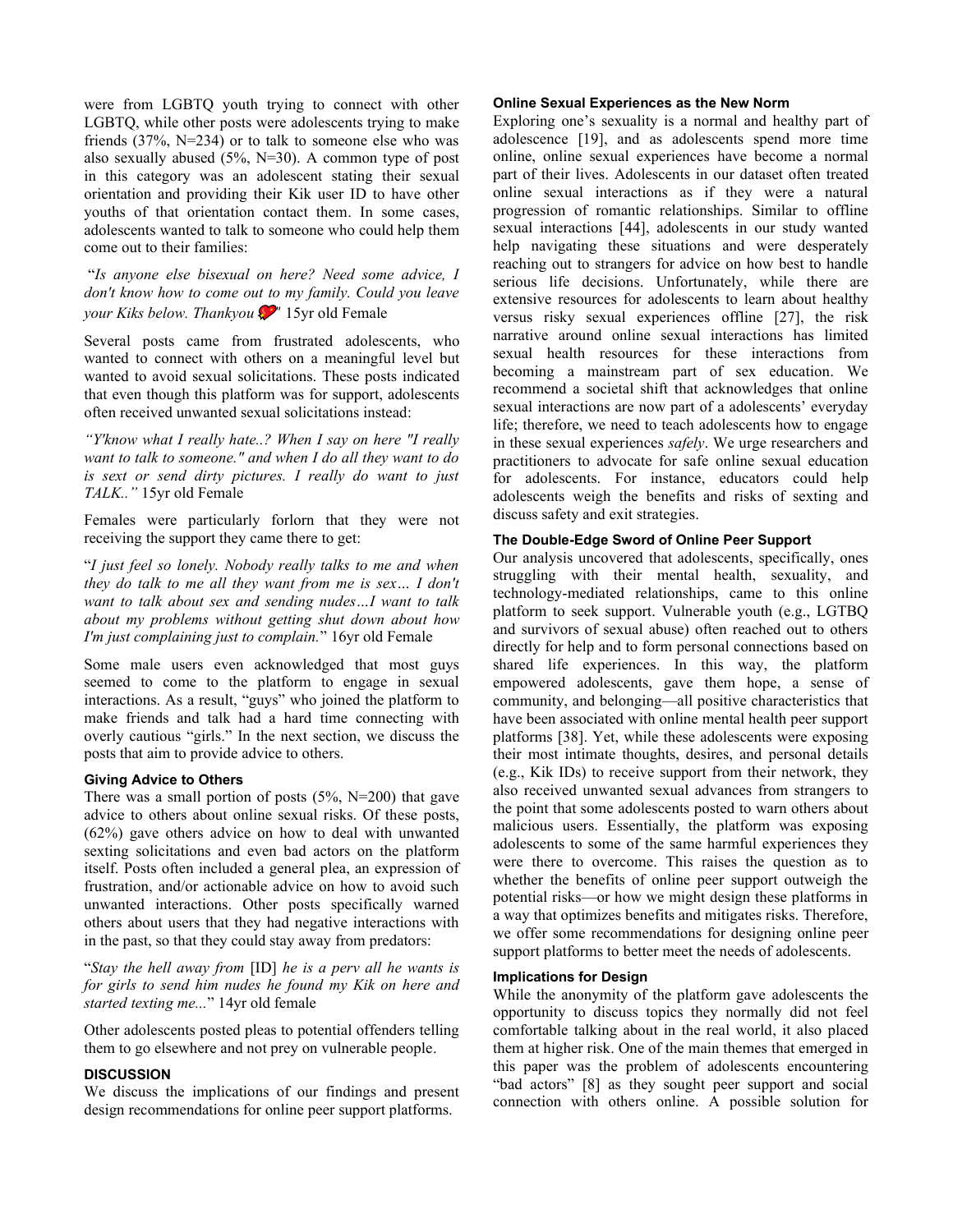were from LGBTQ youth trying to connect with other LGBTQ, while other posts were adolescents trying to make friends (37%, N=234) or to talk to someone else who was also sexually abused (5%, N=30). A common type of post in this category was an adolescent stating their sexual orientation and providing their Kik user ID to have other youths of that orientation contact them. In some cases, adolescents wanted to talk to someone who could help them come out to their families:

"*Is anyone else bisexual on here? Need some advice, I don't know how to come out to my family. Could you leave your Kiks below. Thankyou* 💔" 15yr old Female

Several posts came from frustrated adolescents, who wanted to connect with others on a meaningful level but wanted to avoid sexual solicitations. These posts indicated that even though this platform was for support, adolescents often received unwanted sexual solicitations instead:

*"Y'know what I really hate..? When I say on here "I really want to talk to someone." and when I do all they want to do is sext or send dirty pictures. I really do want to just TALK.."* 15yr old Female

Females were particularly forlorn that they were not receiving the support they came there to get:

"*I just feel so lonely. Nobody really talks to me and when they do talk to me all they want from me is sex… I don't want to talk about sex and sending nudes…I want to talk about my problems without getting shut down about how I'm just complaining just to complain.*" 16yr old Female

Some male users even acknowledged that most guys seemed to come to the platform to engage in sexual interactions. As a result, "guys" who joined the platform to make friends and talk had a hard time connecting with overly cautious "girls." In the next section, we discuss the posts that aim to provide advice to others.

#### Giving Advice to Others

There was a small portion of posts (5%, N=200) that gave advice to others about online sexual risks. Of these posts, (62%) gave others advice on how to deal with unwanted sexting solicitations and even bad actors on the platform itself. Posts often included a general plea, an expression of frustration, and/or actionable advice on how to avoid such unwanted interactions. Other posts specifically warned others about users that they had negative interactions with in the past, so that they could stay away from predators:

"*Stay the hell away from* [ID] *he is a perv all he wants is for girls to send him nudes he found my Kik on here and started texting me...*" 14yr old female

Other adolescents posted pleas to potential offenders telling them to go elsewhere and not prey on vulnerable people.

### DISCUSSION

We discuss the implications of our findings and present design recommendations for online peer support platforms.

#### Online Sexual Experiences as the New Norm

Exploring one's sexuality is a normal and healthy part of adolescence [19], and as adolescents spend more time online, online sexual experiences have become a normal part of their lives. Adolescents in our dataset often treated online sexual interactions as if they were a natural progression of romantic relationships. Similar to offline sexual interactions [44], adolescents in our study wanted help navigating these situations and were desperately reaching out to strangers for advice on how best to handle serious life decisions. Unfortunately, while there are extensive resources for adolescents to learn about healthy versus risky sexual experiences offline [27], the risk narrative around online sexual interactions has limited sexual health resources for these interactions from becoming a mainstream part of sex education. We recommend a societal shift that acknowledges that online sexual interactions are now part of a adolescents' everyday life; therefore, we need to teach adolescents how to engage in these sexual experiences *safely*. We urge researchers and practitioners to advocate for safe online sexual education for adolescents. For instance, educators could help adolescents weigh the benefits and risks of sexting and discuss safety and exit strategies.

#### The Double-Edge Sword of Online Peer Support

Our analysis uncovered that adolescents, specifically, ones struggling with their mental health, sexuality, and technology-mediated relationships, came to this online platform to seek support. Vulnerable youth (e.g., LGTBQ and survivors of sexual abuse) often reached out to others directly for help and to form personal connections based on shared life experiences. In this way, the platform empowered adolescents, gave them hope, a sense of community, and belonging—all positive characteristics that have been associated with online mental health peer support platforms [38]. Yet, while these adolescents were exposing their most intimate thoughts, desires, and personal details (e.g., Kik IDs) to receive support from their network, they also received unwanted sexual advances from strangers to the point that some adolescents posted to warn others about malicious users. Essentially, the platform was exposing adolescents to some of the same harmful experiences they were there to overcome. This raises the question as to whether the benefits of online peer support outweigh the potential risks—or how we might design these platforms in a way that optimizes benefits and mitigates risks. Therefore, we offer some recommendations for designing online peer support platforms to better meet the needs of adolescents.

#### Implications for Design

While the anonymity of the platform gave adolescents the opportunity to discuss topics they normally did not feel comfortable talking about in the real world, it also placed them at higher risk. One of the main themes that emerged in this paper was the problem of adolescents encountering "bad actors" [8] as they sought peer support and social connection with others online. A possible solution for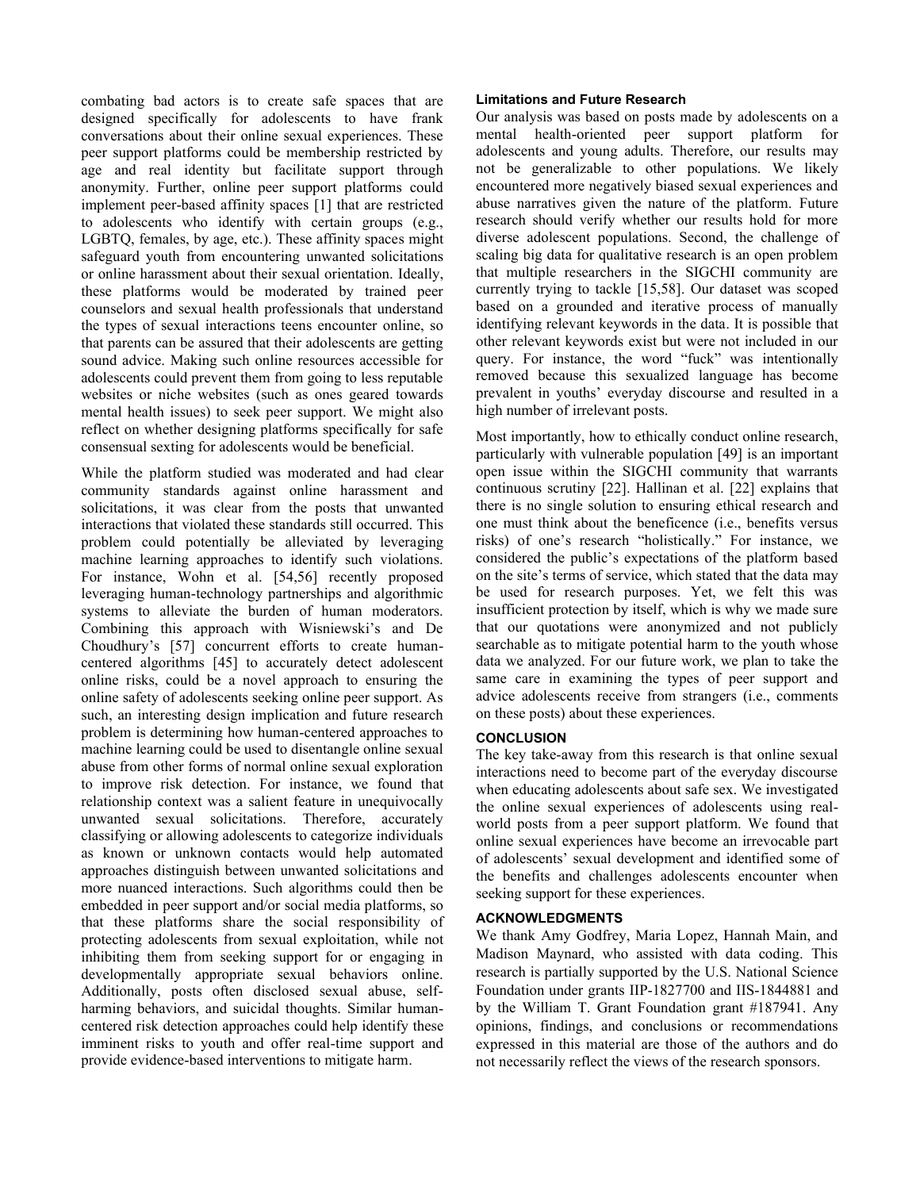combating bad actors is to create safe spaces that are designed specifically for adolescents to have frank conversations about their online sexual experiences. These peer support platforms could be membership restricted by age and real identity but facilitate support through anonymity. Further, online peer support platforms could implement peer-based affinity spaces [1] that are restricted to adolescents who identify with certain groups (e.g., LGBTQ, females, by age, etc.). These affinity spaces might safeguard youth from encountering unwanted solicitations or online harassment about their sexual orientation. Ideally, these platforms would be moderated by trained peer counselors and sexual health professionals that understand the types of sexual interactions teens encounter online, so that parents can be assured that their adolescents are getting sound advice. Making such online resources accessible for adolescents could prevent them from going to less reputable websites or niche websites (such as ones geared towards mental health issues) to seek peer support. We might also reflect on whether designing platforms specifically for safe consensual sexting for adolescents would be beneficial.

While the platform studied was moderated and had clear community standards against online harassment and solicitations, it was clear from the posts that unwanted interactions that violated these standards still occurred. This problem could potentially be alleviated by leveraging machine learning approaches to identify such violations. For instance, Wohn et al. [54,56] recently proposed leveraging human-technology partnerships and algorithmic systems to alleviate the burden of human moderators. Combining this approach with Wisniewski's and De Choudhury's [57] concurrent efforts to create human-centered algorithms [45] to accurately detect adolescent online risks, could be a novel approach to ensuring the online safety of adolescents seeking online peer support. As such, an interesting design implication and future research problem is determining how human-centered approaches to machine learning could be used to disentangle online sexual abuse from other forms of normal online sexual exploration to improve risk detection. For instance, we found that relationship context was a salient feature in unequivocally unwanted sexual solicitations. Therefore, accurately classifying or allowing adolescents to categorize individuals as known or unknown contacts would help automated approaches distinguish between unwanted solicitations and more nuanced interactions. Such algorithms could then be embedded in peer support and/or social media platforms, so that these platforms share the social responsibility of protecting adolescents from sexual exploitation, while not inhibiting them from seeking support for or engaging in developmentally appropriate sexual behaviors online. Additionally, posts often disclosed sexual abuse, self-harming behaviors, and suicidal thoughts. Similar human-centered risk detection approaches could help identify these imminent risks to youth and offer real-time support and provide evidence-based interventions to mitigate harm.

### Limitations and Future Research

Our analysis was based on posts made by adolescents on a mental health-oriented peer support platform for adolescents and young adults. Therefore, our results may not be generalizable to other populations. We likely encountered more negatively biased sexual experiences and abuse narratives given the nature of the platform. Future research should verify whether our results hold for more diverse adolescent populations. Second, the challenge of scaling big data for qualitative research is an open problem that multiple researchers in the SIGCHI community are currently trying to tackle [15,58]. Our dataset was scoped based on a grounded and iterative process of manually identifying relevant keywords in the data. It is possible that other relevant keywords exist but were not included in our query. For instance, the word "fuck" was intentionally removed because this sexualized language has become prevalent in youths' everyday discourse and resulted in a high number of irrelevant posts.

Most importantly, how to ethically conduct online research, particularly with vulnerable population [49] is an important open issue within the SIGCHI community that warrants continuous scrutiny [22]. Hallinan et al. [22] explains that there is no single solution to ensuring ethical research and one must think about the beneficence (i.e., benefits versus risks) of one's research "holistically." For instance, we considered the public's expectations of the platform based on the site's terms of service, which stated that the data may be used for research purposes. Yet, we felt this was insufficient protection by itself, which is why we made sure that our quotations were anonymized and not publicly searchable as to mitigate potential harm to the youth whose data we analyzed. For our future work, we plan to take the same care in examining the types of peer support and advice adolescents receive from strangers (i.e., comments on these posts) about these experiences.

## CONCLUSION

The key take-away from this research is that online sexual interactions need to become part of the everyday discourse when educating adolescents about safe sex. We investigated the online sexual experiences of adolescents using real-world posts from a peer support platform. We found that online sexual experiences have become an irrevocable part of adolescents' sexual development and identified some of the benefits and challenges adolescents encounter when seeking support for these experiences.

## ACKNOWLEDGMENTS

We thank Amy Godfrey, Maria Lopez, Hannah Main, and Madison Maynard, who assisted with data coding. This research is partially supported by the U.S. National Science Foundation under grants IIP-1827700 and IIS-1844881 and by the William T. Grant Foundation grant #187941. Any opinions, findings, and conclusions or recommendations expressed in this material are those of the authors and do not necessarily reflect the views of the research sponsors.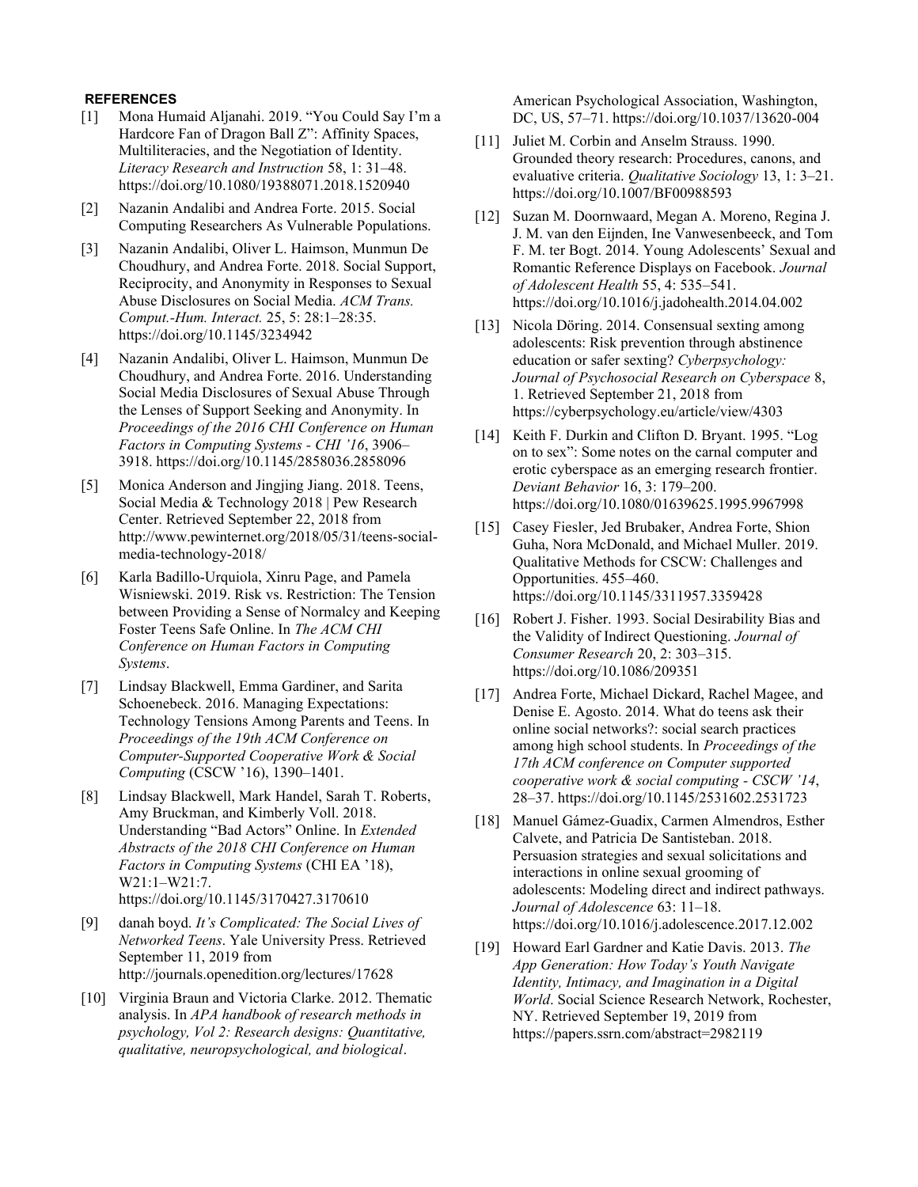## REFERENCES

[1] Mona Humaid Aljanahi. 2019. "You Could Say I'm a Hardcore Fan of Dragon Ball Z": Affinity Spaces, Multiliteracies, and the Negotiation of Identity. *Literacy Research and Instruction* 58, 1: 31–48. https://doi.org/10.1080/19388071.2018.1520940

[2] Nazanin Andalibi and Andrea Forte. 2015. Social Computing Researchers As Vulnerable Populations.

[3] Nazanin Andalibi, Oliver L. Haimson, Munmun De Choudhury, and Andrea Forte. 2018. Social Support, Reciprocity, and Anonymity in Responses to Sexual Abuse Disclosures on Social Media. *ACM Trans. Comput.-Hum. Interact.* 25, 5: 28:1–28:35. https://doi.org/10.1145/3234942

[4] Nazanin Andalibi, Oliver L. Haimson, Munmun De Choudhury, and Andrea Forte. 2016. Understanding Social Media Disclosures of Sexual Abuse Through the Lenses of Support Seeking and Anonymity. In *Proceedings of the 2016 CHI Conference on Human Factors in Computing Systems - CHI '16*, 3906–3918. https://doi.org/10.1145/2858036.2858096

[5] Monica Anderson and Jingjing Jiang. 2018. Teens, Social Media & Technology 2018 | Pew Research Center. Retrieved September 22, 2018 from http://www.pewinternet.org/2018/05/31/teens-social-media-technology-2018/

[6] Karla Badillo-Urquiola, Xinru Page, and Pamela Wisniewski. 2019. Risk vs. Restriction: The Tension between Providing a Sense of Normalcy and Keeping Foster Teens Safe Online. In *The ACM CHI Conference on Human Factors in Computing Systems*.

[7] Lindsay Blackwell, Emma Gardiner, and Sarita Schoenebeck. 2016. Managing Expectations: Technology Tensions Among Parents and Teens. In *Proceedings of the 19th ACM Conference on Computer-Supported Cooperative Work & Social Computing* (CSCW '16), 1390–1401.

[8] Lindsay Blackwell, Mark Handel, Sarah T. Roberts, Amy Bruckman, and Kimberly Voll. 2018. Understanding "Bad Actors" Online. In *Extended Abstracts of the 2018 CHI Conference on Human Factors in Computing Systems* (CHI EA '18), W21:1–W21:7. https://doi.org/10.1145/3170427.3170610

[9] danah boyd. *It's Complicated: The Social Lives of Networked Teens*. Yale University Press. Retrieved September 11, 2019 from http://journals.openedition.org/lectures/17628

[10] Virginia Braun and Victoria Clarke. 2012. Thematic analysis. In *APA handbook of research methods in psychology, Vol 2: Research designs: Quantitative, qualitative, neuropsychological, and biological*. American Psychological Association, Washington, DC, US, 57–71. https://doi.org/10.1037/13620-004

[11] Juliet M. Corbin and Anselm Strauss. 1990. Grounded theory research: Procedures, canons, and evaluative criteria. *Qualitative Sociology* 13, 1: 3–21. https://doi.org/10.1007/BF00988593

[12] Suzan M. Doornwaard, Megan A. Moreno, Regina J. J. M. van den Eijnden, Ine Vanwesenbeeck, and Tom F. M. ter Bogt. 2014. Young Adolescents' Sexual and Romantic Reference Displays on Facebook. *Journal of Adolescent Health* 55, 4: 535–541. https://doi.org/10.1016/j.jadohealth.2014.04.002

[13] Nicola Döring. 2014. Consensual sexting among adolescents: Risk prevention through abstinence education or safer sexting? *Cyberpsychology: Journal of Psychosocial Research on Cyberspace* 8, 1. Retrieved September 21, 2018 from https://cyberpsychology.eu/article/view/4303

[14] Keith F. Durkin and Clifton D. Bryant. 1995. "Log on to sex": Some notes on the carnal computer and erotic cyberspace as an emerging research frontier. *Deviant Behavior* 16, 3: 179–200. https://doi.org/10.1080/01639625.1995.9967998

[15] Casey Fiesler, Jed Brubaker, Andrea Forte, Shion Guha, Nora McDonald, and Michael Muller. 2019. Qualitative Methods for CSCW: Challenges and Opportunities. 455–460. https://doi.org/10.1145/3311957.3359428

[16] Robert J. Fisher. 1993. Social Desirability Bias and the Validity of Indirect Questioning. *Journal of Consumer Research* 20, 2: 303–315. https://doi.org/10.1086/209351

[17] Andrea Forte, Michael Dickard, Rachel Magee, and Denise E. Agosto. 2014. What do teens ask their online social networks?: social search practices among high school students. In *Proceedings of the 17th ACM conference on Computer supported cooperative work & social computing - CSCW '14*, 28–37. https://doi.org/10.1145/2531602.2531723

[18] Manuel Gámez-Guadix, Carmen Almendros, Esther Calvete, and Patricia De Santisteban. 2018. Persuasion strategies and sexual solicitations and interactions in online sexual grooming of adolescents: Modeling direct and indirect pathways. *Journal of Adolescence* 63: 11–18. https://doi.org/10.1016/j.adolescence.2017.12.002

[19] Howard Earl Gardner and Katie Davis. 2013. *The App Generation: How Today's Youth Navigate Identity, Intimacy, and Imagination in a Digital World*. Social Science Research Network, Rochester, NY. Retrieved September 19, 2019 from https://papers.ssrn.com/abstract=2982119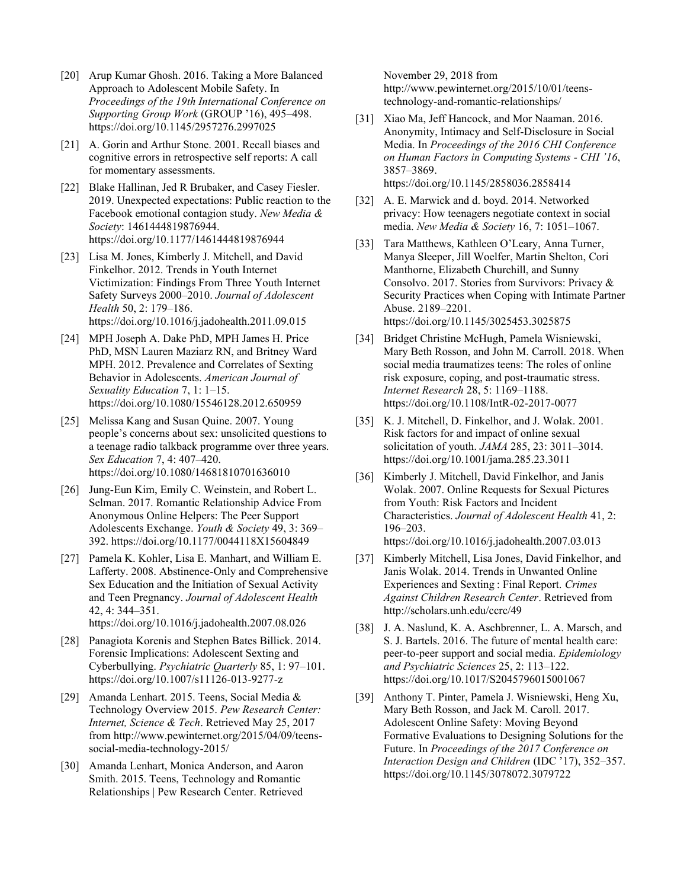[20] Arup Kumar Ghosh. 2016. Taking a More Balanced Approach to Adolescent Mobile Safety. In *Proceedings of the 19th International Conference on Supporting Group Work* (GROUP '16), 495–498. https://doi.org/10.1145/2957276.2997025

[21] A. Gorin and Arthur Stone. 2001. Recall biases and cognitive errors in retrospective self reports: A call for momentary assessments.

[22] Blake Hallinan, Jed R Brubaker, and Casey Fiesler. 2019. Unexpected expectations: Public reaction to the Facebook emotional contagion study. *New Media & Society*: 1461444819876944. https://doi.org/10.1177/1461444819876944

[23] Lisa M. Jones, Kimberly J. Mitchell, and David Finkelhor. 2012. Trends in Youth Internet Victimization: Findings From Three Youth Internet Safety Surveys 2000–2010. *Journal of Adolescent Health* 50, 2: 179–186. https://doi.org/10.1016/j.jadohealth.2011.09.015

[24] MPH Joseph A. Dake PhD, MPH James H. Price PhD, MSN Lauren Maziarz RN, and Britney Ward MPH. 2012. Prevalence and Correlates of Sexting Behavior in Adolescents. *American Journal of Sexuality Education* 7, 1: 1–15. https://doi.org/10.1080/15546128.2012.650959

[25] Melissa Kang and Susan Quine. 2007. Young people's concerns about sex: unsolicited questions to a teenage radio talkback programme over three years. *Sex Education* 7, 4: 407–420. https://doi.org/10.1080/14681810701636010

[26] Jung-Eun Kim, Emily C. Weinstein, and Robert L. Selman. 2017. Romantic Relationship Advice From Anonymous Online Helpers: The Peer Support Adolescents Exchange. *Youth & Society* 49, 3: 369–392. https://doi.org/10.1177/0044118X15604849

[27] Pamela K. Kohler, Lisa E. Manhart, and William E. Lafferty. 2008. Abstinence-Only and Comprehensive Sex Education and the Initiation of Sexual Activity and Teen Pregnancy. *Journal of Adolescent Health* 42, 4: 344–351. https://doi.org/10.1016/j.jadohealth.2007.08.026

[28] Panagiota Korenis and Stephen Bates Billick. 2014. Forensic Implications: Adolescent Sexting and Cyberbullying. *Psychiatric Quarterly* 85, 1: 97–101. https://doi.org/10.1007/s11126-013-9277-z

[29] Amanda Lenhart. 2015. Teens, Social Media & Technology Overview 2015. *Pew Research Center: Internet, Science & Tech*. Retrieved May 25, 2017 from http://www.pewinternet.org/2015/04/09/teens-social-media-technology-2015/

[30] Amanda Lenhart, Monica Anderson, and Aaron Smith. 2015. Teens, Technology and Romantic Relationships | Pew Research Center. Retrieved November 29, 2018 from http://www.pewinternet.org/2015/10/01/teens-technology-and-romantic-relationships/

[31] Xiao Ma, Jeff Hancock, and Mor Naaman. 2016. Anonymity, Intimacy and Self-Disclosure in Social Media. In *Proceedings of the 2016 CHI Conference on Human Factors in Computing Systems - CHI '16*, 3857–3869. https://doi.org/10.1145/2858036.2858414

[32] A. E. Marwick and d. boyd. 2014. Networked privacy: How teenagers negotiate context in social media. *New Media & Society* 16, 7: 1051–1067.

[33] Tara Matthews, Kathleen O'Leary, Anna Turner, Manya Sleeper, Jill Woelfer, Martin Shelton, Cori Manthorne, Elizabeth Churchill, and Sunny Consolvo. 2017. Stories from Survivors: Privacy & Security Practices when Coping with Intimate Partner Abuse. 2189–2201. https://doi.org/10.1145/3025453.3025875

[34] Bridget Christine McHugh, Pamela Wisniewski, Mary Beth Rosson, and John M. Carroll. 2018. When social media traumatizes teens: The roles of online risk exposure, coping, and post-traumatic stress. *Internet Research* 28, 5: 1169–1188. https://doi.org/10.1108/IntR-02-2017-0077

[35] K. J. Mitchell, D. Finkelhor, and J. Wolak. 2001. Risk factors for and impact of online sexual solicitation of youth. *JAMA* 285, 23: 3011–3014. https://doi.org/10.1001/jama.285.23.3011

[36] Kimberly J. Mitchell, David Finkelhor, and Janis Wolak. 2007. Online Requests for Sexual Pictures from Youth: Risk Factors and Incident Characteristics. *Journal of Adolescent Health* 41, 2: 196–203. https://doi.org/10.1016/j.jadohealth.2007.03.013

[37] Kimberly Mitchell, Lisa Jones, David Finkelhor, and Janis Wolak. 2014. Trends in Unwanted Online Experiences and Sexting : Final Report. *Crimes Against Children Research Center*. Retrieved from http://scholars.unh.edu/ccrc/49

[38] J. A. Naslund, K. A. Aschbrenner, L. A. Marsch, and S. J. Bartels. 2016. The future of mental health care: peer-to-peer support and social media. *Epidemiology and Psychiatric Sciences* 25, 2: 113–122. https://doi.org/10.1017/S2045796015001067

[39] Anthony T. Pinter, Pamela J. Wisniewski, Heng Xu, Mary Beth Rosson, and Jack M. Caroll. 2017. Adolescent Online Safety: Moving Beyond Formative Evaluations to Designing Solutions for the Future. In *Proceedings of the 2017 Conference on Interaction Design and Children* (IDC '17), 352–357. https://doi.org/10.1145/3078072.3079722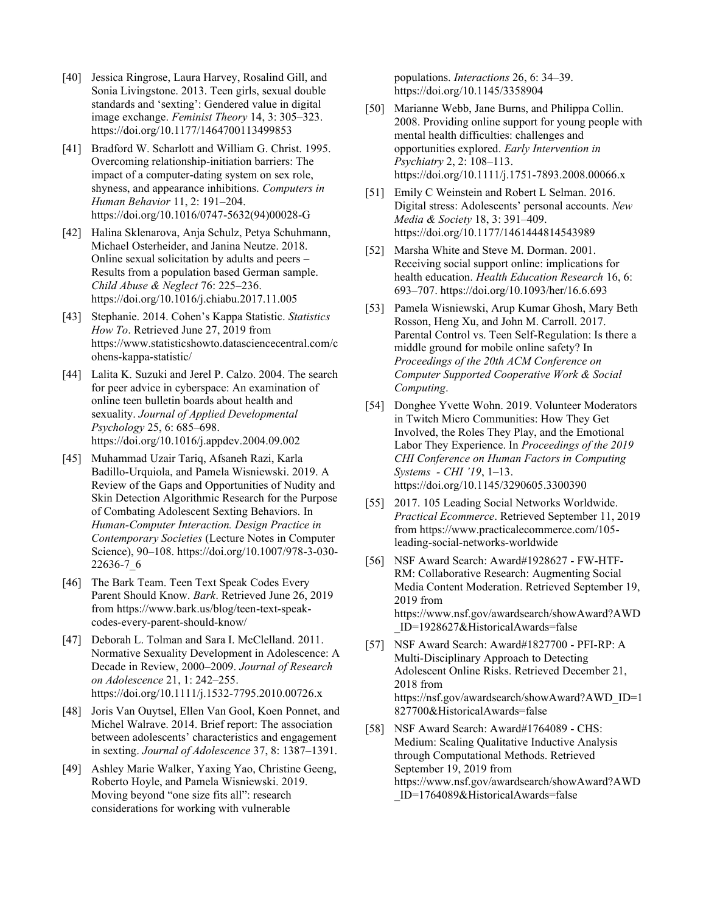[40] Jessica Ringrose, Laura Harvey, Rosalind Gill, and Sonia Livingstone. 2013. Teen girls, sexual double standards and 'sexting': Gendered value in digital image exchange. *Feminist Theory* 14, 3: 305–323. https://doi.org/10.1177/1464700113499853

[41] Bradford W. Scharlott and William G. Christ. 1995. Overcoming relationship-initiation barriers: The impact of a computer-dating system on sex role, shyness, and appearance inhibitions. *Computers in Human Behavior* 11, 2: 191–204. https://doi.org/10.1016/0747-5632(94)00028-G

[42] Halina Sklenarova, Anja Schulz, Petya Schuhmann, Michael Osterheider, and Janina Neutze. 2018. Online sexual solicitation by adults and peers – Results from a population based German sample. *Child Abuse & Neglect* 76: 225–236. https://doi.org/10.1016/j.chiabu.2017.11.005

[43] Stephanie. 2014. Cohen's Kappa Statistic. *Statistics How To*. Retrieved June 27, 2019 from https://www.statisticshowto.datasciencecentral.com/cohens-kappa-statistic/

[44] Lalita K. Suzuki and Jerel P. Calzo. 2004. The search for peer advice in cyberspace: An examination of online teen bulletin boards about health and sexuality. *Journal of Applied Developmental Psychology* 25, 6: 685–698. https://doi.org/10.1016/j.appdev.2004.09.002

[45] Muhammad Uzair Tariq, Afsaneh Razi, Karla Badillo-Urquiola, and Pamela Wisniewski. 2019. A Review of the Gaps and Opportunities of Nudity and Skin Detection Algorithmic Research for the Purpose of Combating Adolescent Sexting Behaviors. In *Human-Computer Interaction. Design Practice in Contemporary Societies* (Lecture Notes in Computer Science), 90–108. https://doi.org/10.1007/978-3-030-22636-7_6

[46] The Bark Team. Teen Text Speak Codes Every Parent Should Know. *Bark*. Retrieved June 26, 2019 from https://www.bark.us/blog/teen-text-speak-codes-every-parent-should-know/

[47] Deborah L. Tolman and Sara I. McClelland. 2011. Normative Sexuality Development in Adolescence: A Decade in Review, 2000–2009. *Journal of Research on Adolescence* 21, 1: 242–255. https://doi.org/10.1111/j.1532-7795.2010.00726.x

[48] Joris Van Ouytsel, Ellen Van Gool, Koen Ponnet, and Michel Walrave. 2014. Brief report: The association between adolescents' characteristics and engagement in sexting. *Journal of Adolescence* 37, 8: 1387–1391.

[49] Ashley Marie Walker, Yaxing Yao, Christine Geeng, Roberto Hoyle, and Pamela Wisniewski. 2019. Moving beyond "one size fits all": research considerations for working with vulnerable populations. *Interactions* 26, 6: 34–39. https://doi.org/10.1145/3358904

[50] Marianne Webb, Jane Burns, and Philippa Collin. 2008. Providing online support for young people with mental health difficulties: challenges and opportunities explored. *Early Intervention in Psychiatry* 2, 2: 108–113. https://doi.org/10.1111/j.1751-7893.2008.00066.x

[51] Emily C Weinstein and Robert L Selman. 2016. Digital stress: Adolescents' personal accounts. *New Media & Society* 18, 3: 391–409. https://doi.org/10.1177/1461444814543989

[52] Marsha White and Steve M. Dorman. 2001. Receiving social support online: implications for health education. *Health Education Research* 16, 6: 693–707. https://doi.org/10.1093/her/16.6.693

[53] Pamela Wisniewski, Arup Kumar Ghosh, Mary Beth Rosson, Heng Xu, and John M. Carroll. 2017. Parental Control vs. Teen Self-Regulation: Is there a middle ground for mobile online safety? In *Proceedings of the 20th ACM Conference on Computer Supported Cooperative Work & Social Computing*.

[54] Donghee Yvette Wohn. 2019. Volunteer Moderators in Twitch Micro Communities: How They Get Involved, the Roles They Play, and the Emotional Labor They Experience. In *Proceedings of the 2019 CHI Conference on Human Factors in Computing Systems - CHI '19*, 1–13. https://doi.org/10.1145/3290605.3300390

[55] 2017. 105 Leading Social Networks Worldwide. *Practical Ecommerce*. Retrieved September 11, 2019 from https://www.practicalecommerce.com/105-leading-social-networks-worldwide

[56] NSF Award Search: Award#1928627 - FW-HTF-RM: Collaborative Research: Augmenting Social Media Content Moderation. Retrieved September 19, 2019 from https://www.nsf.gov/awardsearch/showAward?AWD_ID=1928627&HistoricalAwards=false

[57] NSF Award Search: Award#1827700 - PFI-RP: A Multi-Disciplinary Approach to Detecting Adolescent Online Risks. Retrieved December 21, 2018 from https://nsf.gov/awardsearch/showAward?AWD_ID=1827700&HistoricalAwards=false

[58] NSF Award Search: Award#1764089 - CHS: Medium: Scaling Qualitative Inductive Analysis through Computational Methods. Retrieved September 19, 2019 from https://www.nsf.gov/awardsearch/showAward?AWD_ID=1764089&HistoricalAwards=false